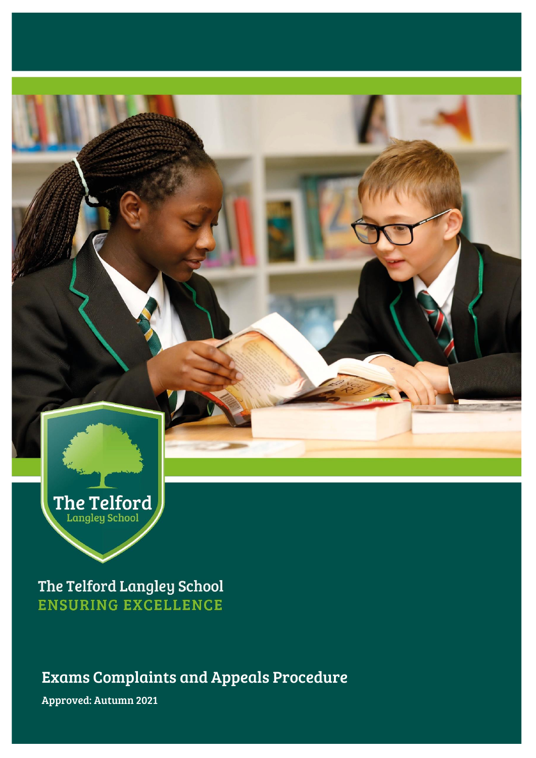The Telford
Langley School

The Telford Langley School
ENSURING EXCELLENCE

# Exams Complaints and Appeals Procedure

**Approved: Autumn 2021**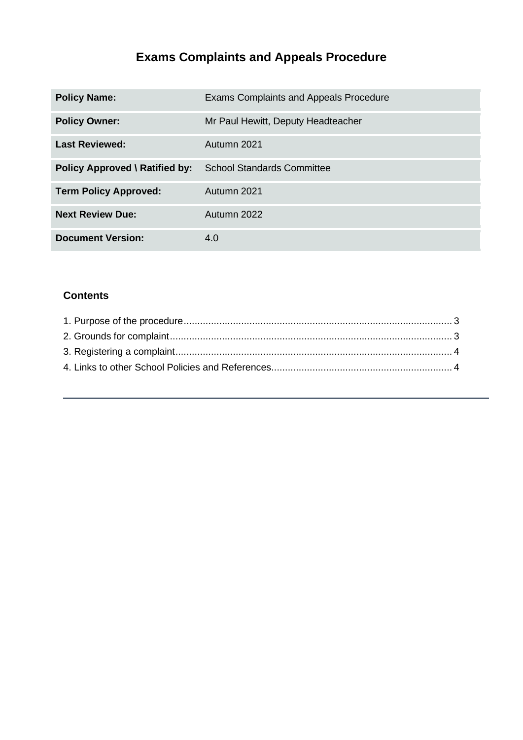# Exams Complaints and Appeals Procedure

| | |
|---|---|
| **Policy Name:** | Exams Complaints and Appeals Procedure |
| **Policy Owner:** | Mr Paul Hewitt, Deputy Headteacher |
| **Last Reviewed:** | Autumn 2021 |
| **Policy Approved \ Ratified by:** | School Standards Committee |
| **Term Policy Approved:** | Autumn 2021 |
| **Next Review Due:** | Autumn 2022 |
| **Document Version:** | 4.0 |

## Contents

1. Purpose of the procedure.................................................................................................. 3
2. Grounds for complaint...................................................................................................... 3
3. Registering a complaint.................................................................................................... 4
4. Links to other School Policies and References................................................................. 4

---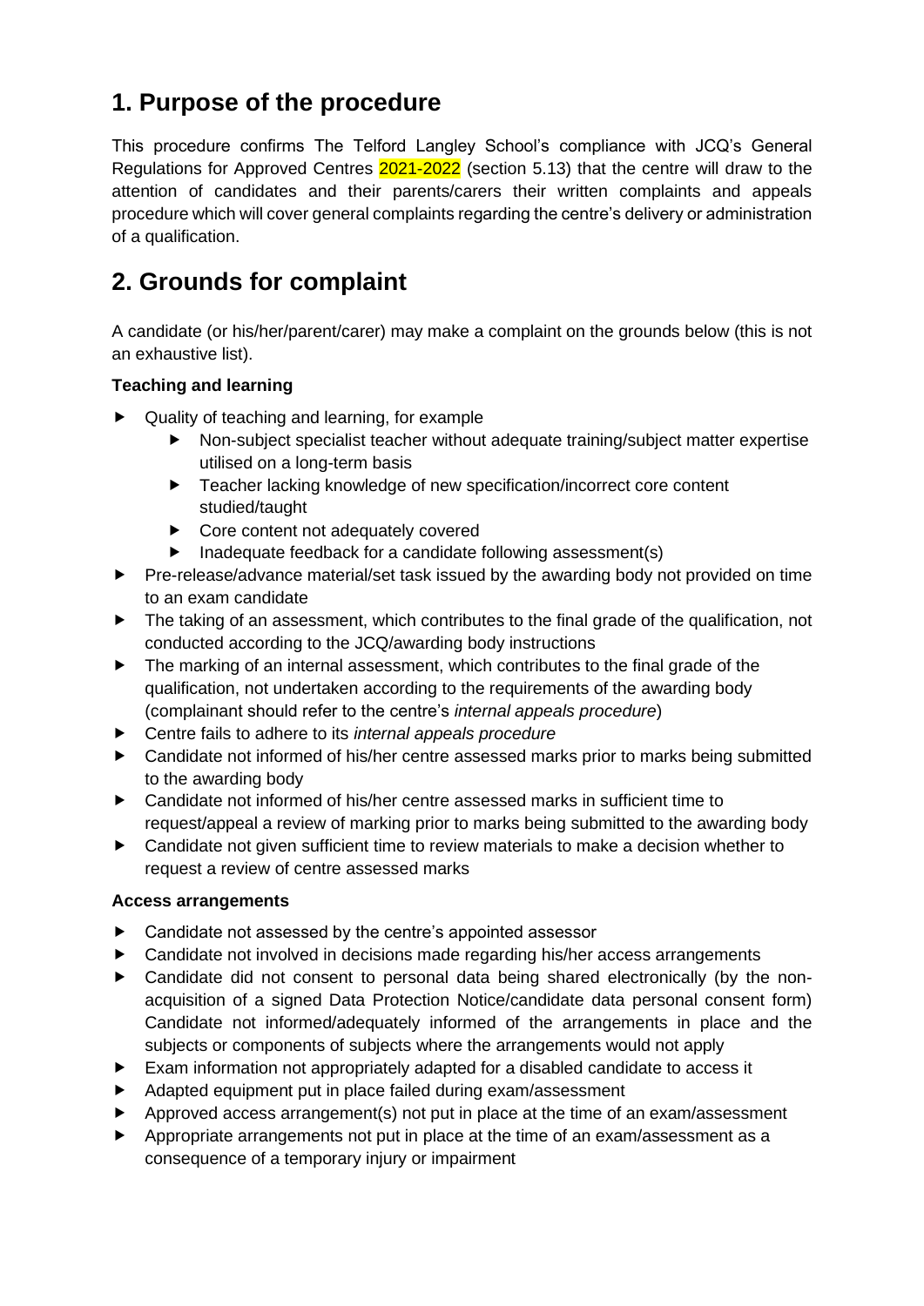## 1. Purpose of the procedure

This procedure confirms The Telford Langley School's compliance with JCQ's General Regulations for Approved Centres 2021-2022 (section 5.13) that the centre will draw to the attention of candidates and their parents/carers their written complaints and appeals procedure which will cover general complaints regarding the centre's delivery or administration of a qualification.

## 2. Grounds for complaint

A candidate (or his/her/parent/carer) may make a complaint on the grounds below (this is not an exhaustive list).

**Teaching and learning**

- Quality of teaching and learning, for example
  - Non-subject specialist teacher without adequate training/subject matter expertise utilised on a long-term basis
  - Teacher lacking knowledge of new specification/incorrect core content studied/taught
  - Core content not adequately covered
  - Inadequate feedback for a candidate following assessment(s)
- Pre-release/advance material/set task issued by the awarding body not provided on time to an exam candidate
- The taking of an assessment, which contributes to the final grade of the qualification, not conducted according to the JCQ/awarding body instructions
- The marking of an internal assessment, which contributes to the final grade of the qualification, not undertaken according to the requirements of the awarding body (complainant should refer to the centre's *internal appeals procedure*)
- Centre fails to adhere to its *internal appeals procedure*
- Candidate not informed of his/her centre assessed marks prior to marks being submitted to the awarding body
- Candidate not informed of his/her centre assessed marks in sufficient time to request/appeal a review of marking prior to marks being submitted to the awarding body
- Candidate not given sufficient time to review materials to make a decision whether to request a review of centre assessed marks

**Access arrangements**

- Candidate not assessed by the centre's appointed assessor
- Candidate not involved in decisions made regarding his/her access arrangements
- Candidate did not consent to personal data being shared electronically (by the non-acquisition of a signed Data Protection Notice/candidate data personal consent form) Candidate not informed/adequately informed of the arrangements in place and the subjects or components of subjects where the arrangements would not apply
- Exam information not appropriately adapted for a disabled candidate to access it
- Adapted equipment put in place failed during exam/assessment
- Approved access arrangement(s) not put in place at the time of an exam/assessment
- Appropriate arrangements not put in place at the time of an exam/assessment as a consequence of a temporary injury or impairment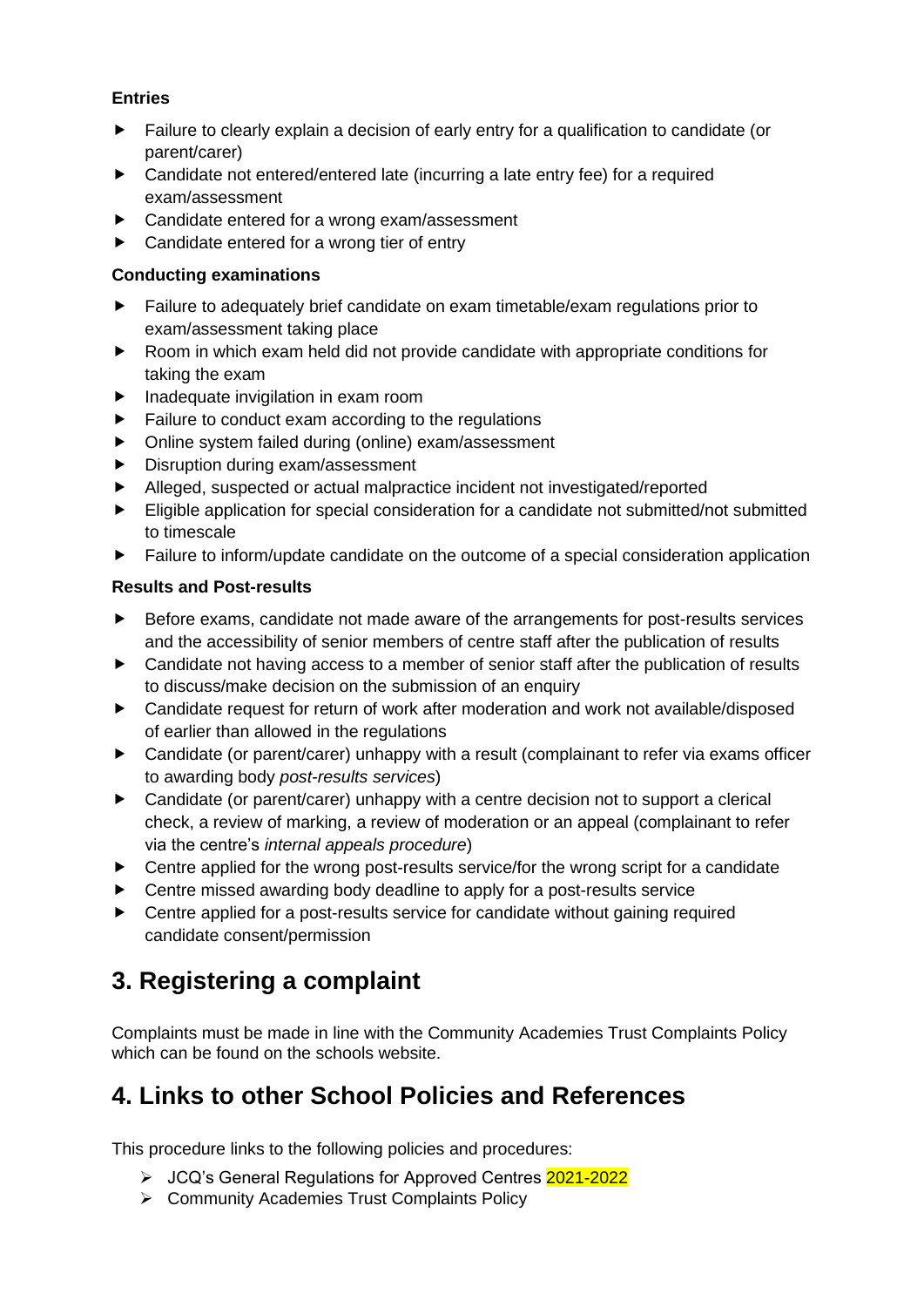**Entries**

- Failure to clearly explain a decision of early entry for a qualification to candidate (or parent/carer)
- Candidate not entered/entered late (incurring a late entry fee) for a required exam/assessment
- Candidate entered for a wrong exam/assessment
- Candidate entered for a wrong tier of entry

**Conducting examinations**

- Failure to adequately brief candidate on exam timetable/exam regulations prior to exam/assessment taking place
- Room in which exam held did not provide candidate with appropriate conditions for taking the exam
- Inadequate invigilation in exam room
- Failure to conduct exam according to the regulations
- Online system failed during (online) exam/assessment
- Disruption during exam/assessment
- Alleged, suspected or actual malpractice incident not investigated/reported
- Eligible application for special consideration for a candidate not submitted/not submitted to timescale
- Failure to inform/update candidate on the outcome of a special consideration application

**Results and Post-results**

- Before exams, candidate not made aware of the arrangements for post-results services and the accessibility of senior members of centre staff after the publication of results
- Candidate not having access to a member of senior staff after the publication of results to discuss/make decision on the submission of an enquiry
- Candidate request for return of work after moderation and work not available/disposed of earlier than allowed in the regulations
- Candidate (or parent/carer) unhappy with a result (complainant to refer via exams officer to awarding body *post-results services*)
- Candidate (or parent/carer) unhappy with a centre decision not to support a clerical check, a review of marking, a review of moderation or an appeal (complainant to refer via the centre's *internal appeals procedure*)
- Centre applied for the wrong post-results service/for the wrong script for a candidate
- Centre missed awarding body deadline to apply for a post-results service
- Centre applied for a post-results service for candidate without gaining required candidate consent/permission

## 3. Registering a complaint

Complaints must be made in line with the Community Academies Trust Complaints Policy which can be found on the schools website.

## 4. Links to other School Policies and References

This procedure links to the following policies and procedures:

- JCQ's General Regulations for Approved Centres 2021-2022
- Community Academies Trust Complaints Policy